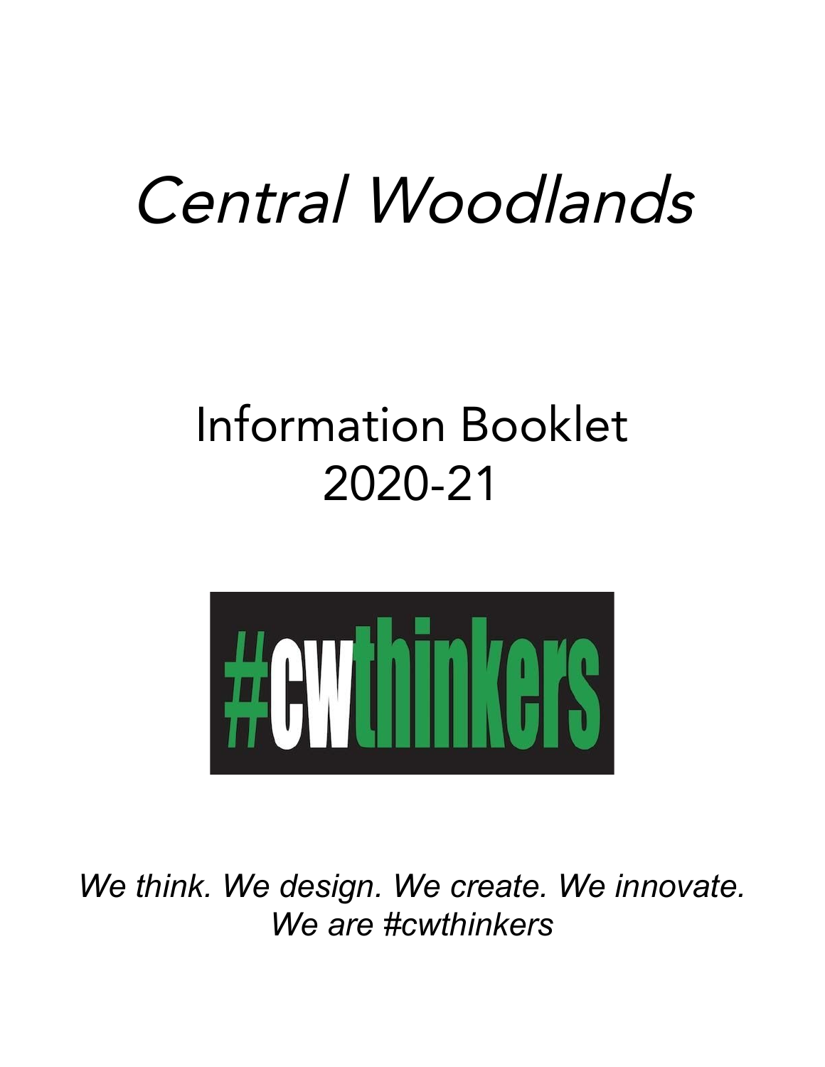# *Central Woodlands*

## Information Booklet
## 2020-21

#cwthinkers

*We think. We design. We create. We innovate.*
*We are #cwthinkers*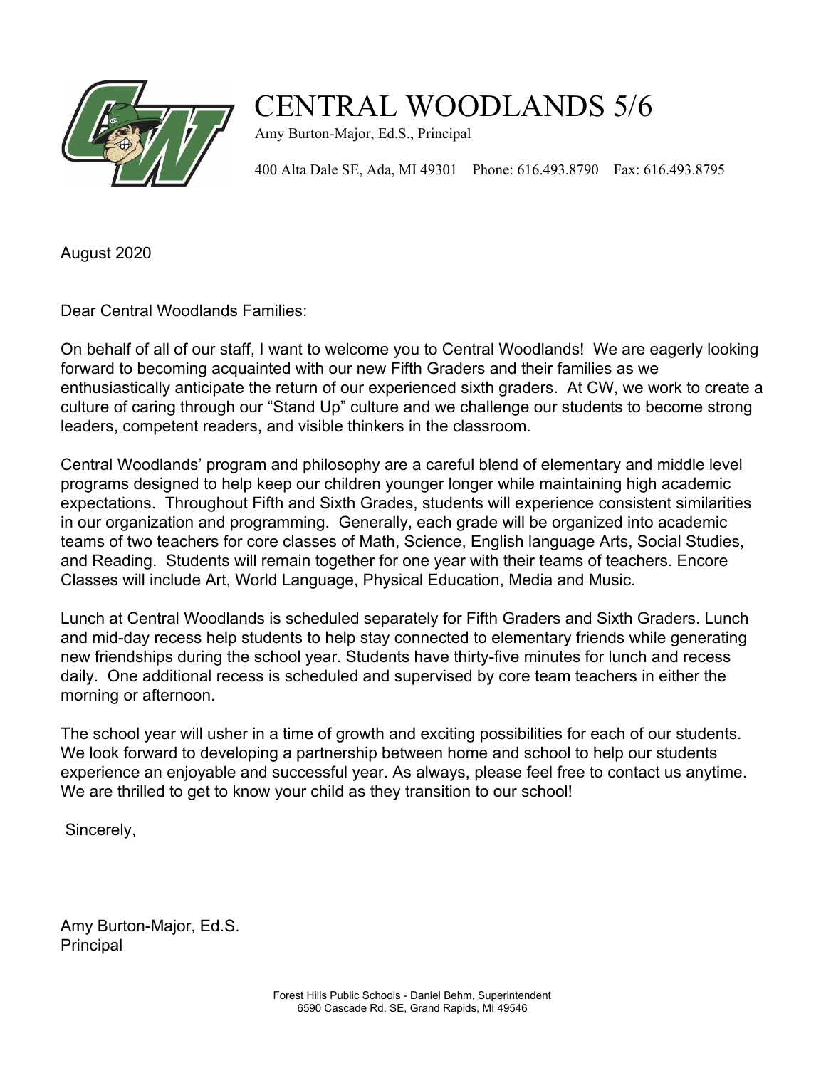# CENTRAL WOODLANDS 5/6

Amy Burton-Major, Ed.S., Principal

400 Alta Dale SE, Ada, MI 49301    Phone: 616.493.8790    Fax: 616.493.8795

August 2020

Dear Central Woodlands Families:

On behalf of all of our staff, I want to welcome you to Central Woodlands! We are eagerly looking forward to becoming acquainted with our new Fifth Graders and their families as we enthusiastically anticipate the return of our experienced sixth graders. At CW, we work to create a culture of caring through our "Stand Up" culture and we challenge our students to become strong leaders, competent readers, and visible thinkers in the classroom.

Central Woodlands' program and philosophy are a careful blend of elementary and middle level programs designed to help keep our children younger longer while maintaining high academic expectations. Throughout Fifth and Sixth Grades, students will experience consistent similarities in our organization and programming. Generally, each grade will be organized into academic teams of two teachers for core classes of Math, Science, English language Arts, Social Studies, and Reading. Students will remain together for one year with their teams of teachers. Encore Classes will include Art, World Language, Physical Education, Media and Music.

Lunch at Central Woodlands is scheduled separately for Fifth Graders and Sixth Graders. Lunch and mid-day recess help students to help stay connected to elementary friends while generating new friendships during the school year. Students have thirty-five minutes for lunch and recess daily. One additional recess is scheduled and supervised by core team teachers in either the morning or afternoon.

The school year will usher in a time of growth and exciting possibilities for each of our students. We look forward to developing a partnership between home and school to help our students experience an enjoyable and successful year. As always, please feel free to contact us anytime. We are thrilled to get to know your child as they transition to our school!

Sincerely,

Amy Burton-Major, Ed.S.
Principal

Forest Hills Public Schools - Daniel Behm, Superintendent
6590 Cascade Rd. SE, Grand Rapids, MI 49546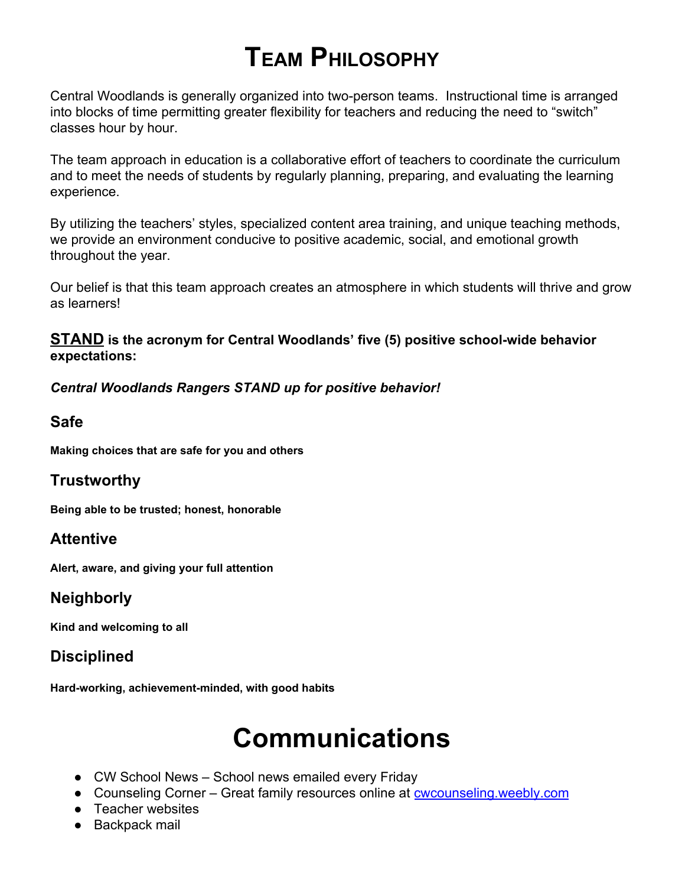# Team Philosophy

Central Woodlands is generally organized into two-person teams. Instructional time is arranged into blocks of time permitting greater flexibility for teachers and reducing the need to "switch" classes hour by hour.

The team approach in education is a collaborative effort of teachers to coordinate the curriculum and to meet the needs of students by regularly planning, preparing, and evaluating the learning experience.

By utilizing the teachers' styles, specialized content area training, and unique teaching methods, we provide an environment conducive to positive academic, social, and emotional growth throughout the year.

Our belief is that this team approach creates an atmosphere in which students will thrive and grow as learners!

**STAND is the acronym for Central Woodlands' five (5) positive school-wide behavior expectations:**

***Central Woodlands Rangers STAND up for positive behavior!***

### Safe

**Making choices that are safe for you and others**

### Trustworthy

**Being able to be trusted; honest, honorable**

### Attentive

**Alert, aware, and giving your full attention**

### Neighborly

**Kind and welcoming to all**

### Disciplined

**Hard-working, achievement-minded, with good habits**

# Communications

- CW School News – School news emailed every Friday
- Counseling Corner – Great family resources online at cwcounseling.weebly.com
- Teacher websites
- Backpack mail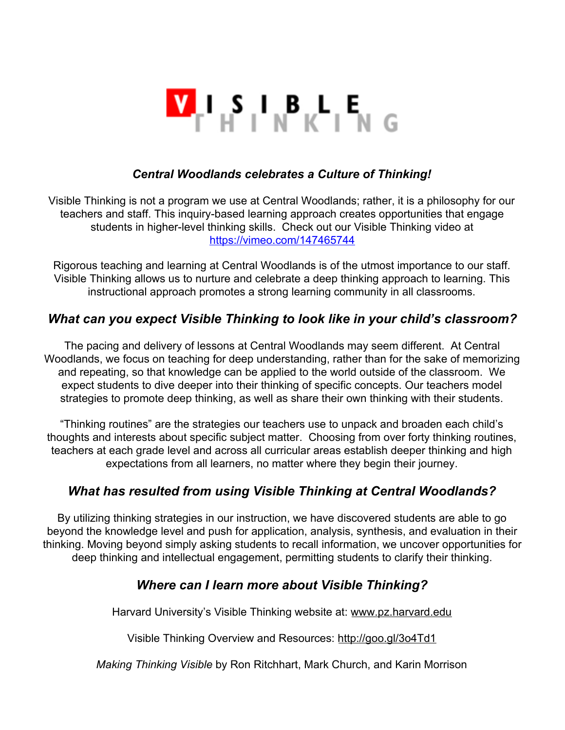VISIBLE THINKING

### *Central Woodlands celebrates a Culture of Thinking!*

Visible Thinking is not a program we use at Central Woodlands; rather, it is a philosophy for our teachers and staff. This inquiry-based learning approach creates opportunities that engage students in higher-level thinking skills. Check out our Visible Thinking video at https://vimeo.com/147465744

Rigorous teaching and learning at Central Woodlands is of the utmost importance to our staff. Visible Thinking allows us to nurture and celebrate a deep thinking approach to learning. This instructional approach promotes a strong learning community in all classrooms.

## *What can you expect Visible Thinking to look like in your child's classroom?*

The pacing and delivery of lessons at Central Woodlands may seem different. At Central Woodlands, we focus on teaching for deep understanding, rather than for the sake of memorizing and repeating, so that knowledge can be applied to the world outside of the classroom. We expect students to dive deeper into their thinking of specific concepts. Our teachers model strategies to promote deep thinking, as well as share their own thinking with their students.

"Thinking routines" are the strategies our teachers use to unpack and broaden each child's thoughts and interests about specific subject matter. Choosing from over forty thinking routines, teachers at each grade level and across all curricular areas establish deeper thinking and high expectations from all learners, no matter where they begin their journey.

## *What has resulted from using Visible Thinking at Central Woodlands?*

By utilizing thinking strategies in our instruction, we have discovered students are able to go beyond the knowledge level and push for application, analysis, synthesis, and evaluation in their thinking. Moving beyond simply asking students to recall information, we uncover opportunities for deep thinking and intellectual engagement, permitting students to clarify their thinking.

## *Where can I learn more about Visible Thinking?*

Harvard University's Visible Thinking website at: www.pz.harvard.edu

Visible Thinking Overview and Resources: http://goo.gl/3o4Td1

*Making Thinking Visible* by Ron Ritchhart, Mark Church, and Karin Morrison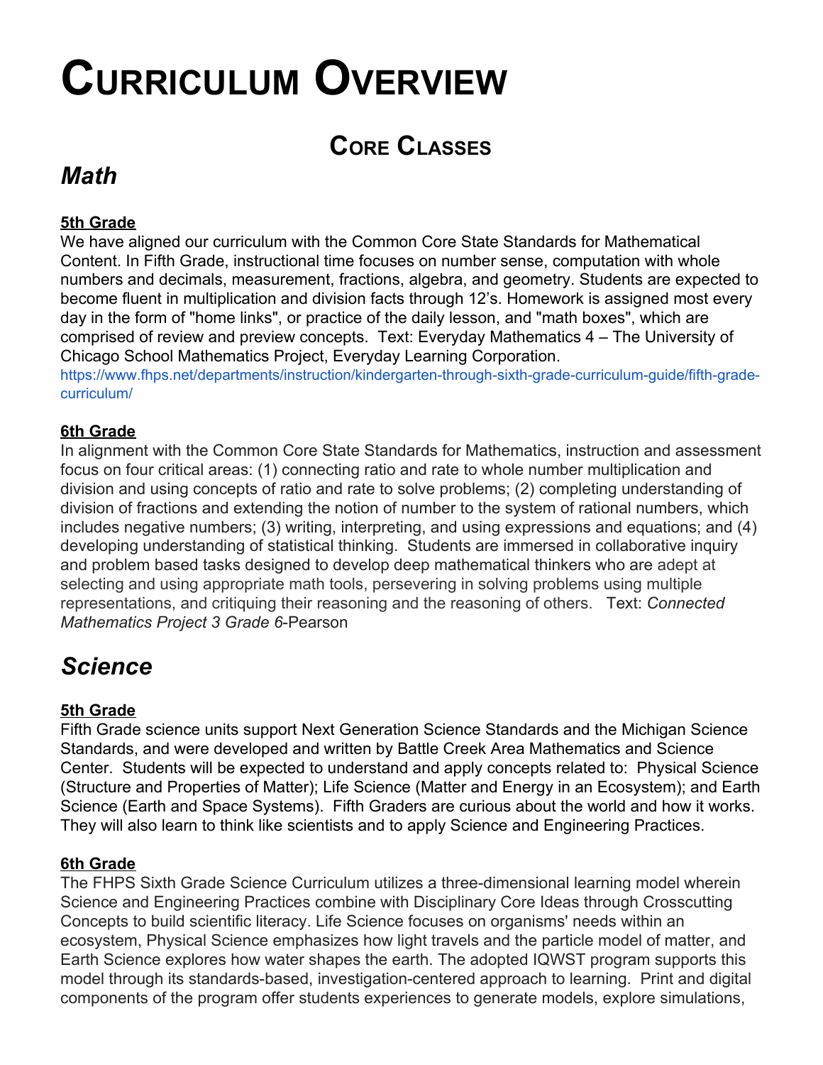# Curriculum Overview

## Core Classes

### *Math*

**5th Grade**

We have aligned our curriculum with the Common Core State Standards for Mathematical Content. In Fifth Grade, instructional time focuses on number sense, computation with whole numbers and decimals, measurement, fractions, algebra, and geometry. Students are expected to become fluent in multiplication and division facts through 12's. Homework is assigned most every day in the form of "home links", or practice of the daily lesson, and "math boxes", which are comprised of review and preview concepts. Text: Everyday Mathematics 4 – The University of Chicago School Mathematics Project, Everyday Learning Corporation.
https://www.fhps.net/departments/instruction/kindergarten-through-sixth-grade-curriculum-guide/fifth-grade-curriculum/

**6th Grade**

In alignment with the Common Core State Standards for Mathematics, instruction and assessment focus on four critical areas: (1) connecting ratio and rate to whole number multiplication and division and using concepts of ratio and rate to solve problems; (2) completing understanding of division of fractions and extending the notion of number to the system of rational numbers, which includes negative numbers; (3) writing, interpreting, and using expressions and equations; and (4) developing understanding of statistical thinking. Students are immersed in collaborative inquiry and problem based tasks designed to develop deep mathematical thinkers who are adept at selecting and using appropriate math tools, persevering in solving problems using multiple representations, and critiquing their reasoning and the reasoning of others. Text: *Connected Mathematics Project 3 Grade 6*-Pearson

### *Science*

**5th Grade**

Fifth Grade science units support Next Generation Science Standards and the Michigan Science Standards, and were developed and written by Battle Creek Area Mathematics and Science Center. Students will be expected to understand and apply concepts related to: Physical Science (Structure and Properties of Matter); Life Science (Matter and Energy in an Ecosystem); and Earth Science (Earth and Space Systems). Fifth Graders are curious about the world and how it works. They will also learn to think like scientists and to apply Science and Engineering Practices.

**6th Grade**

The FHPS Sixth Grade Science Curriculum utilizes a three-dimensional learning model wherein Science and Engineering Practices combine with Disciplinary Core Ideas through Crosscutting Concepts to build scientific literacy. Life Science focuses on organisms' needs within an ecosystem, Physical Science emphasizes how light travels and the particle model of matter, and Earth Science explores how water shapes the earth. The adopted IQWST program supports this model through its standards-based, investigation-centered approach to learning. Print and digital components of the program offer students experiences to generate models, explore simulations,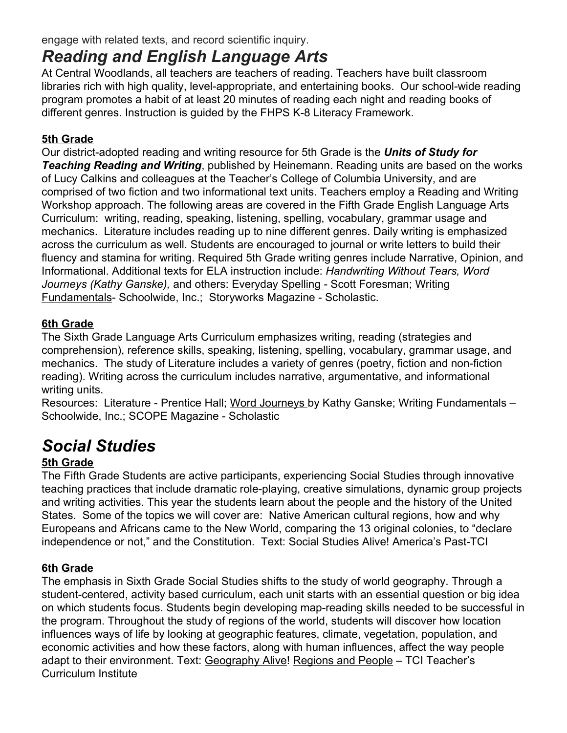engage with related texts, and record scientific inquiry.

# *Reading and English Language Arts*

At Central Woodlands, all teachers are teachers of reading. Teachers have built classroom libraries rich with high quality, level-appropriate, and entertaining books. Our school-wide reading program promotes a habit of at least 20 minutes of reading each night and reading books of different genres. Instruction is guided by the FHPS K-8 Literacy Framework.

## 5th Grade

Our district-adopted reading and writing resource for 5th Grade is the ***Units of Study for Teaching Reading and Writing***, published by Heinemann. Reading units are based on the works of Lucy Calkins and colleagues at the Teacher's College of Columbia University, and are comprised of two fiction and two informational text units. Teachers employ a Reading and Writing Workshop approach. The following areas are covered in the Fifth Grade English Language Arts Curriculum: writing, reading, speaking, listening, spelling, vocabulary, grammar usage and mechanics. Literature includes reading up to nine different genres. Daily writing is emphasized across the curriculum as well. Students are encouraged to journal or write letters to build their fluency and stamina for writing. Required 5th Grade writing genres include Narrative, Opinion, and Informational. Additional texts for ELA instruction include: *Handwriting Without Tears, Word Journeys (Kathy Ganske),* and others: Everyday Spelling - Scott Foresman; Writing Fundamentals- Schoolwide, Inc.; Storyworks Magazine - Scholastic.

## 6th Grade

The Sixth Grade Language Arts Curriculum emphasizes writing, reading (strategies and comprehension), reference skills, speaking, listening, spelling, vocabulary, grammar usage, and mechanics. The study of Literature includes a variety of genres (poetry, fiction and non-fiction reading). Writing across the curriculum includes narrative, argumentative, and informational writing units.

Resources: Literature - Prentice Hall; Word Journeys by Kathy Ganske; Writing Fundamentals – Schoolwide, Inc.; SCOPE Magazine - Scholastic

# *Social Studies*

## 5th Grade

The Fifth Grade Students are active participants, experiencing Social Studies through innovative teaching practices that include dramatic role-playing, creative simulations, dynamic group projects and writing activities. This year the students learn about the people and the history of the United States. Some of the topics we will cover are: Native American cultural regions, how and why Europeans and Africans came to the New World, comparing the 13 original colonies, to "declare independence or not," and the Constitution. Text: Social Studies Alive! America's Past-TCI

## 6th Grade

The emphasis in Sixth Grade Social Studies shifts to the study of world geography. Through a student-centered, activity based curriculum, each unit starts with an essential question or big idea on which students focus. Students begin developing map-reading skills needed to be successful in the program. Throughout the study of regions of the world, students will discover how location influences ways of life by looking at geographic features, climate, vegetation, population, and economic activities and how these factors, along with human influences, affect the way people adapt to their environment. Text: Geography Alive! Regions and People – TCI Teacher's Curriculum Institute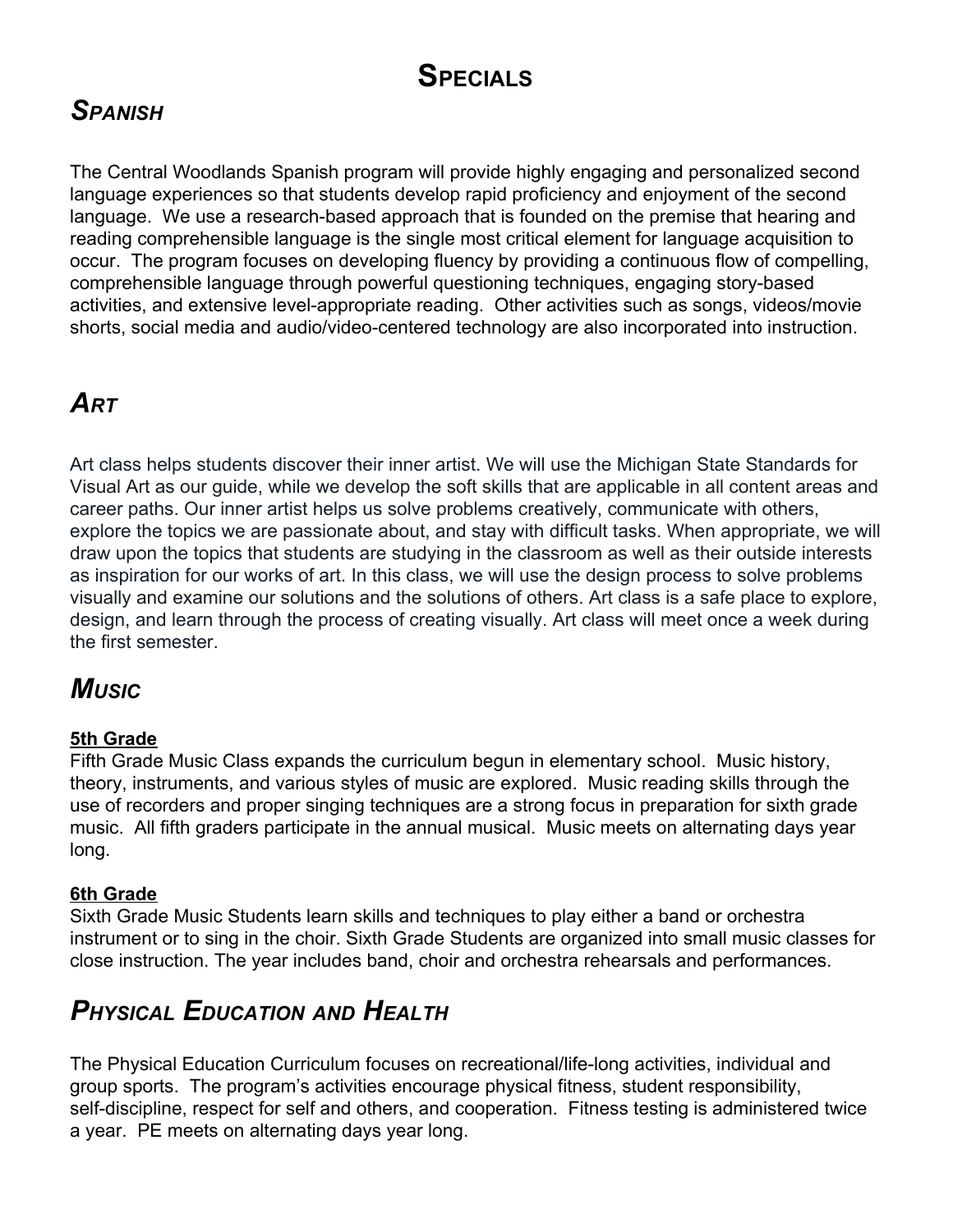# Specials

## *Spanish*

The Central Woodlands Spanish program will provide highly engaging and personalized second language experiences so that students develop rapid proficiency and enjoyment of the second language. We use a research-based approach that is founded on the premise that hearing and reading comprehensible language is the single most critical element for language acquisition to occur. The program focuses on developing fluency by providing a continuous flow of compelling, comprehensible language through powerful questioning techniques, engaging story-based activities, and extensive level-appropriate reading. Other activities such as songs, videos/movie shorts, social media and audio/video-centered technology are also incorporated into instruction.

## *Art*

Art class helps students discover their inner artist. We will use the Michigan State Standards for Visual Art as our guide, while we develop the soft skills that are applicable in all content areas and career paths. Our inner artist helps us solve problems creatively, communicate with others, explore the topics we are passionate about, and stay with difficult tasks. When appropriate, we will draw upon the topics that students are studying in the classroom as well as their outside interests as inspiration for our works of art. In this class, we will use the design process to solve problems visually and examine our solutions and the solutions of others. Art class is a safe place to explore, design, and learn through the process of creating visually. Art class will meet once a week during the first semester.

## *Music*

**5th Grade**

Fifth Grade Music Class expands the curriculum begun in elementary school. Music history, theory, instruments, and various styles of music are explored. Music reading skills through the use of recorders and proper singing techniques are a strong focus in preparation for sixth grade music. All fifth graders participate in the annual musical. Music meets on alternating days year long.

**6th Grade**

Sixth Grade Music Students learn skills and techniques to play either a band or orchestra instrument or to sing in the choir. Sixth Grade Students are organized into small music classes for close instruction. The year includes band, choir and orchestra rehearsals and performances.

## *Physical Education and Health*

The Physical Education Curriculum focuses on recreational/life-long activities, individual and group sports. The program's activities encourage physical fitness, student responsibility, self-discipline, respect for self and others, and cooperation. Fitness testing is administered twice a year. PE meets on alternating days year long.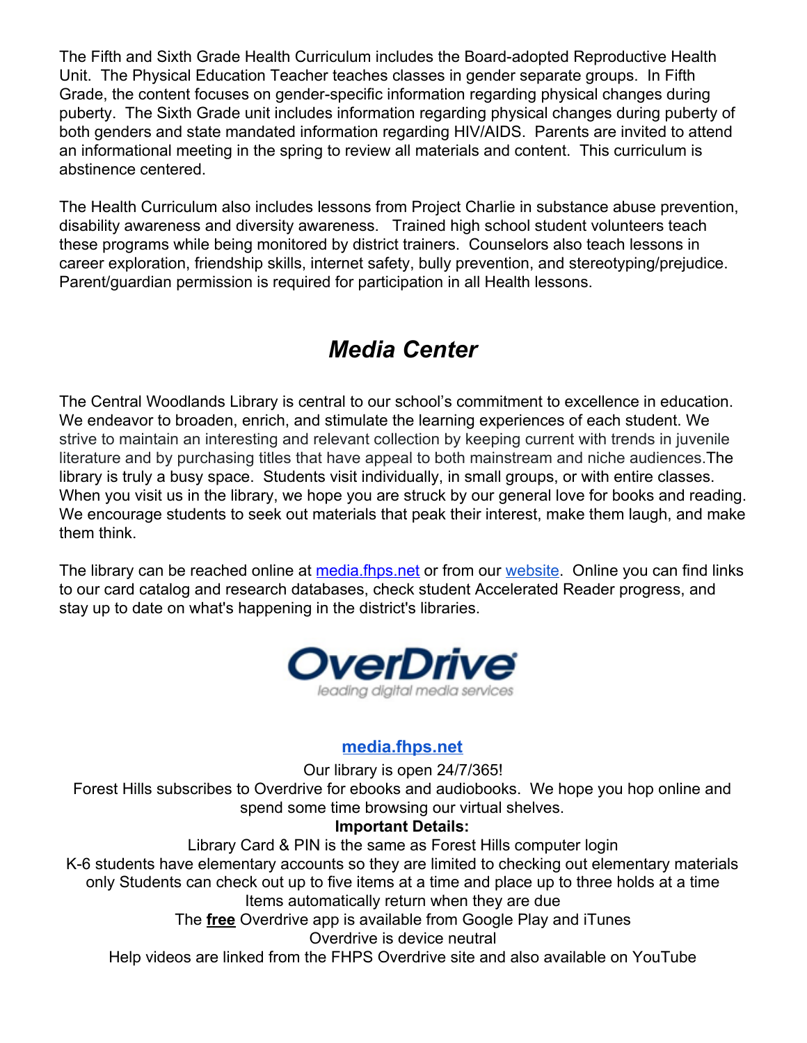The Fifth and Sixth Grade Health Curriculum includes the Board-adopted Reproductive Health Unit. The Physical Education Teacher teaches classes in gender separate groups. In Fifth Grade, the content focuses on gender-specific information regarding physical changes during puberty. The Sixth Grade unit includes information regarding physical changes during puberty of both genders and state mandated information regarding HIV/AIDS. Parents are invited to attend an informational meeting in the spring to review all materials and content. This curriculum is abstinence centered.

The Health Curriculum also includes lessons from Project Charlie in substance abuse prevention, disability awareness and diversity awareness. Trained high school student volunteers teach these programs while being monitored by district trainers. Counselors also teach lessons in career exploration, friendship skills, internet safety, bully prevention, and stereotyping/prejudice. Parent/guardian permission is required for participation in all Health lessons.

# *Media Center*

The Central Woodlands Library is central to our school's commitment to excellence in education. We endeavor to broaden, enrich, and stimulate the learning experiences of each student. We strive to maintain an interesting and relevant collection by keeping current with trends in juvenile literature and by purchasing titles that have appeal to both mainstream and niche audiences.The library is truly a busy space. Students visit individually, in small groups, or with entire classes. When you visit us in the library, we hope you are struck by our general love for books and reading. We encourage students to seek out materials that peak their interest, make them laugh, and make them think.

The library can be reached online at [media.fhps.net]() or from our [website](). Online you can find links to our card catalog and research databases, check student Accelerated Reader progress, and stay up to date on what's happening in the district's libraries.

OverDrive
leading digital media services

**[media.fhps.net]()**

Our library is open 24/7/365!

Forest Hills subscribes to Overdrive for ebooks and audiobooks. We hope you hop online and spend some time browsing our virtual shelves.

**Important Details:**

Library Card & PIN is the same as Forest Hills computer login

K-6 students have elementary accounts so they are limited to checking out elementary materials only Students can check out up to five items at a time and place up to three holds at a time

Items automatically return when they are due

The **free** Overdrive app is available from Google Play and iTunes

Overdrive is device neutral

Help videos are linked from the FHPS Overdrive site and also available on YouTube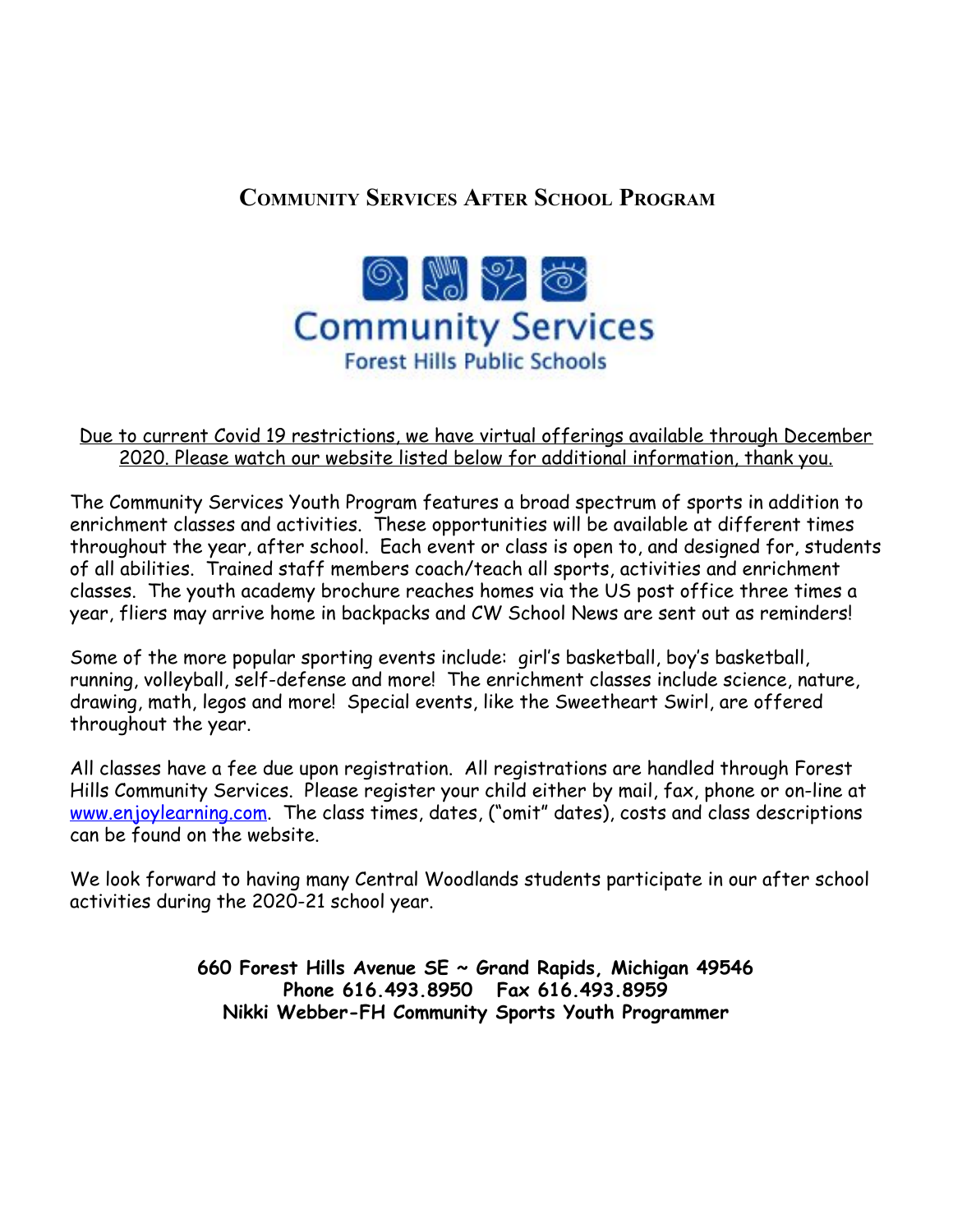## Community Services After School Program

Community Services
Forest Hills Public Schools

<u>Due to current Covid 19 restrictions, we have virtual offerings available through December 2020. Please watch our website listed below for additional information, thank you.</u>

The Community Services Youth Program features a broad spectrum of sports in addition to enrichment classes and activities. These opportunities will be available at different times throughout the year, after school. Each event or class is open to, and designed for, students of all abilities. Trained staff members coach/teach all sports, activities and enrichment classes. The youth academy brochure reaches homes via the US post office three times a year, fliers may arrive home in backpacks and CW School News are sent out as reminders!

Some of the more popular sporting events include: girl's basketball, boy's basketball, running, volleyball, self-defense and more! The enrichment classes include science, nature, drawing, math, legos and more! Special events, like the Sweetheart Swirl, are offered throughout the year.

All classes have a fee due upon registration. All registrations are handled through Forest Hills Community Services. Please register your child either by mail, fax, phone or on-line at www.enjoylearning.com. The class times, dates, ("omit" dates), costs and class descriptions can be found on the website.

We look forward to having many Central Woodlands students participate in our after school activities during the 2020-21 school year.

**660 Forest Hills Avenue SE ~ Grand Rapids, Michigan 49546**
**Phone 616.493.8950 Fax 616.493.8959**
**Nikki Webber-FH Community Sports Youth Programmer**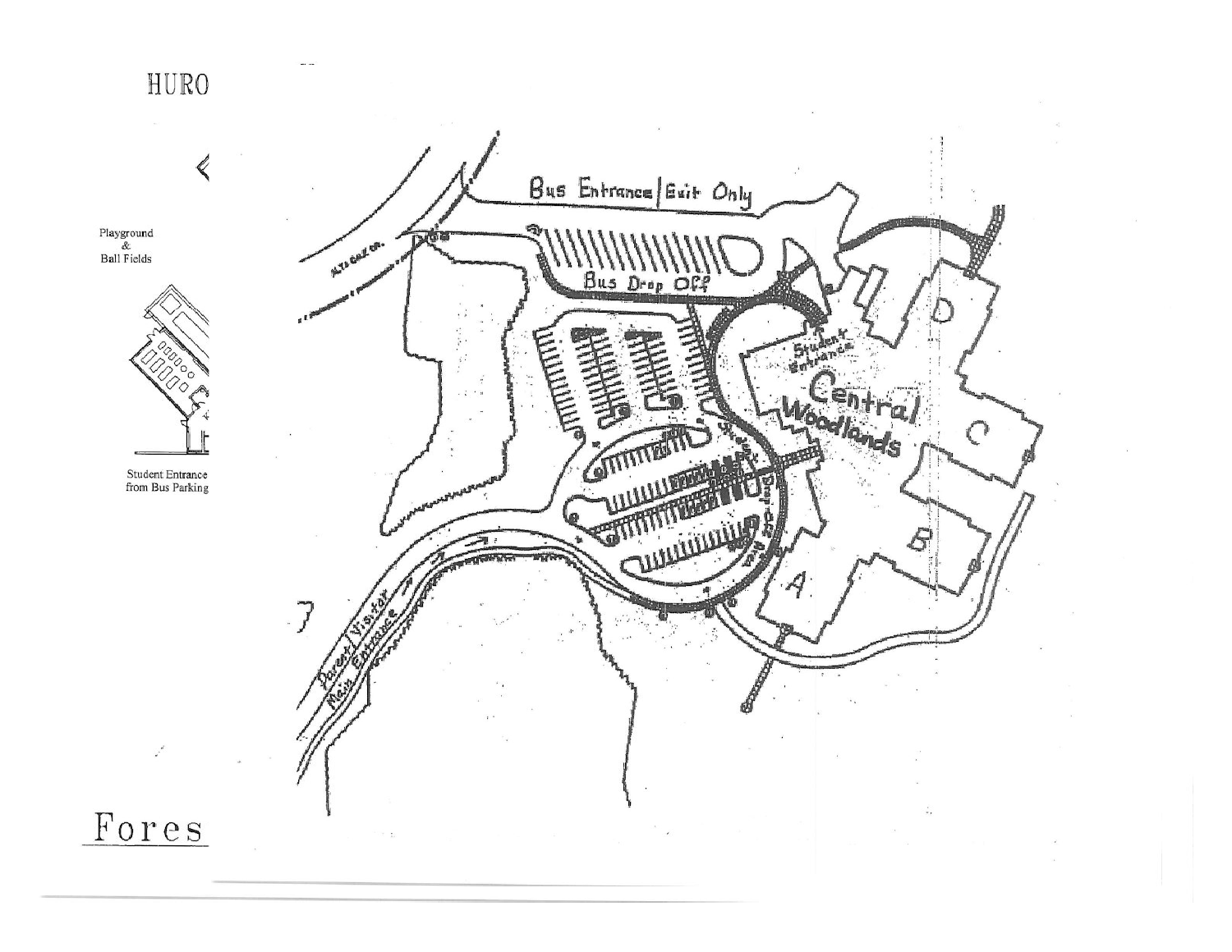HURO

Playground
&
Ball Fields

Student Entrance
from Bus Parking

Bus Entrance | Exit Only

Bus Drop Off

Student Entrance

Central Woodlands

D

C

B

A

Parent Visitor Main Entrance

Fores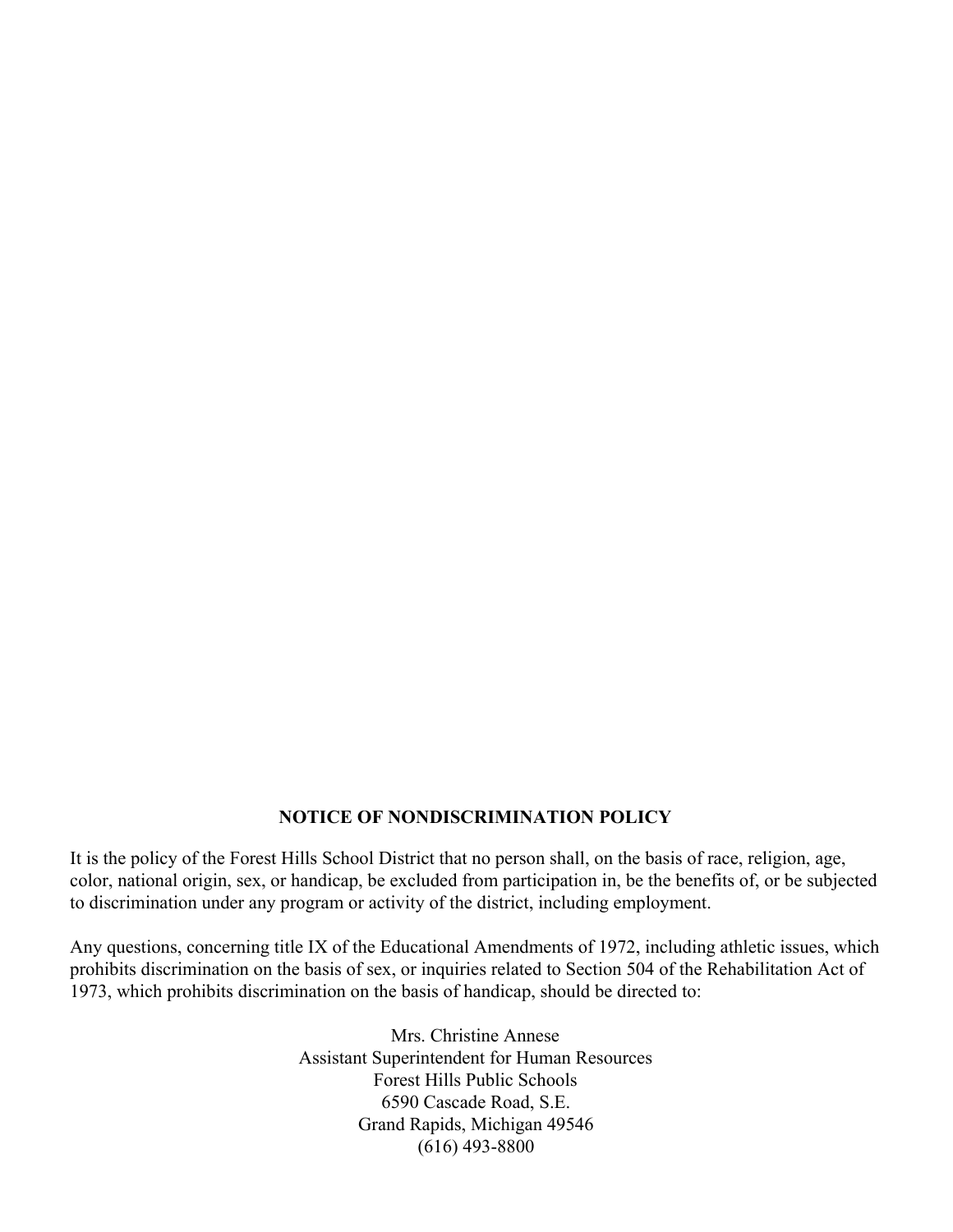**NOTICE OF NONDISCRIMINATION POLICY**

It is the policy of the Forest Hills School District that no person shall, on the basis of race, religion, age, color, national origin, sex, or handicap, be excluded from participation in, be the benefits of, or be subjected to discrimination under any program or activity of the district, including employment.

Any questions, concerning title IX of the Educational Amendments of 1972, including athletic issues, which prohibits discrimination on the basis of sex, or inquiries related to Section 504 of the Rehabilitation Act of 1973, which prohibits discrimination on the basis of handicap, should be directed to:

Mrs. Christine Annese
Assistant Superintendent for Human Resources
Forest Hills Public Schools
6590 Cascade Road, S.E.
Grand Rapids, Michigan 49546
(616) 493-8800